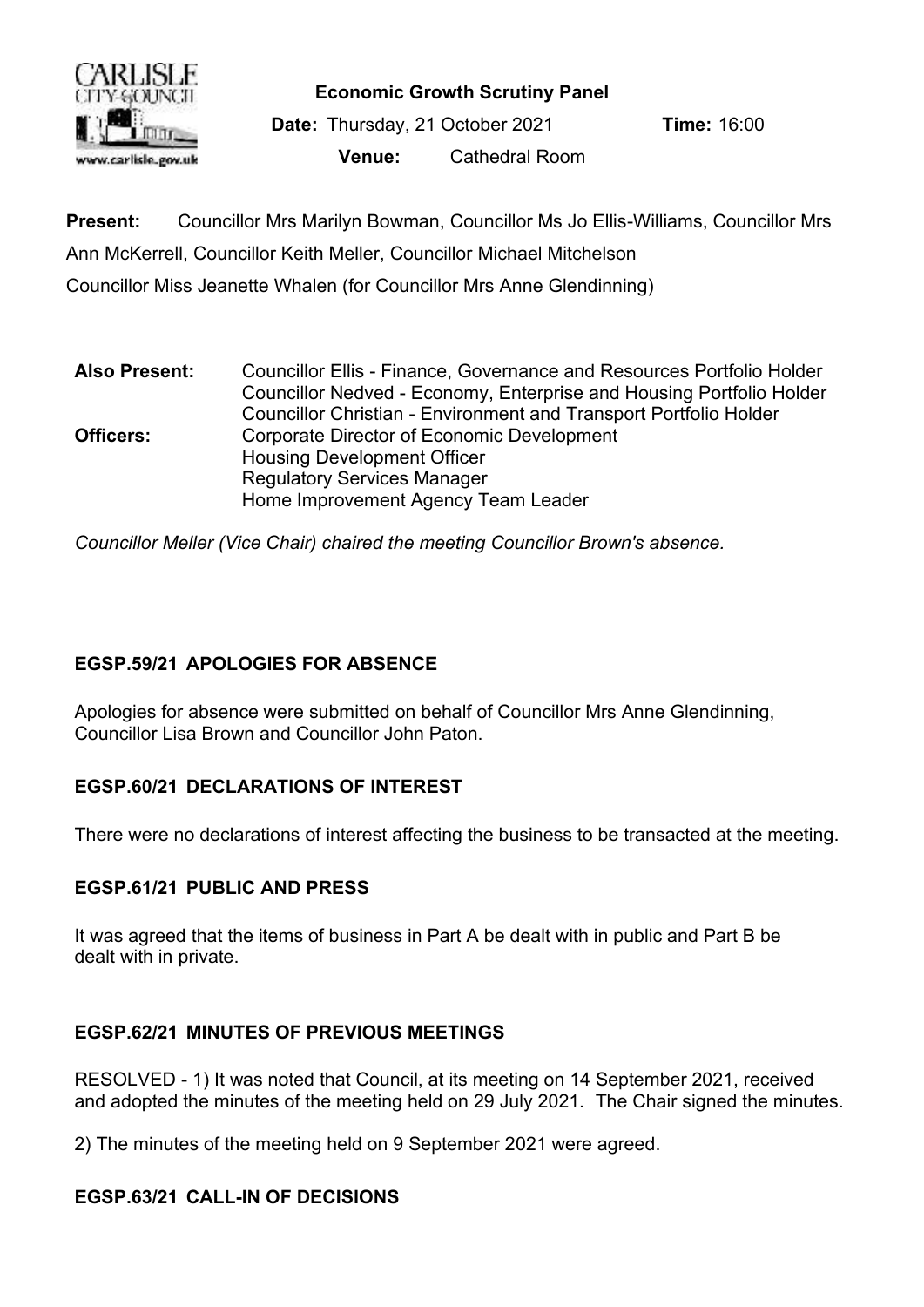**Economic Growth Scrutiny Panel**

**Date:** Thursday, 21 October 2021 **Time:** 16:00

**Venue:** Cathedral Room

**Present:** Councillor Mrs Marilyn Bowman, Councillor Ms Jo Ellis-Williams, Councillor Mrs Ann McKerrell, Councillor Keith Meller, Councillor Michael Mitchelson
Councillor Miss Jeanette Whalen (for Councillor Mrs Anne Glendinning)

**Also Present:** Councillor Ellis - Finance, Governance and Resources Portfolio Holder
Councillor Nedved - Economy, Enterprise and Housing Portfolio Holder
Councillor Christian - Environment and Transport Portfolio Holder

**Officers:** Corporate Director of Economic Development
Housing Development Officer
Regulatory Services Manager
Home Improvement Agency Team Leader

*Councillor Meller (Vice Chair) chaired the meeting Councillor Brown's absence.*

### EGSP.59/21 APOLOGIES FOR ABSENCE

Apologies for absence were submitted on behalf of Councillor Mrs Anne Glendinning, Councillor Lisa Brown and Councillor John Paton.

### EGSP.60/21 DECLARATIONS OF INTEREST

There were no declarations of interest affecting the business to be transacted at the meeting.

### EGSP.61/21 PUBLIC AND PRESS

It was agreed that the items of business in Part A be dealt with in public and Part B be dealt with in private.

### EGSP.62/21 MINUTES OF PREVIOUS MEETINGS

RESOLVED - 1) It was noted that Council, at its meeting on 14 September 2021, received and adopted the minutes of the meeting held on 29 July 2021. The Chair signed the minutes.

2) The minutes of the meeting held on 9 September 2021 were agreed.

### EGSP.63/21 CALL-IN OF DECISIONS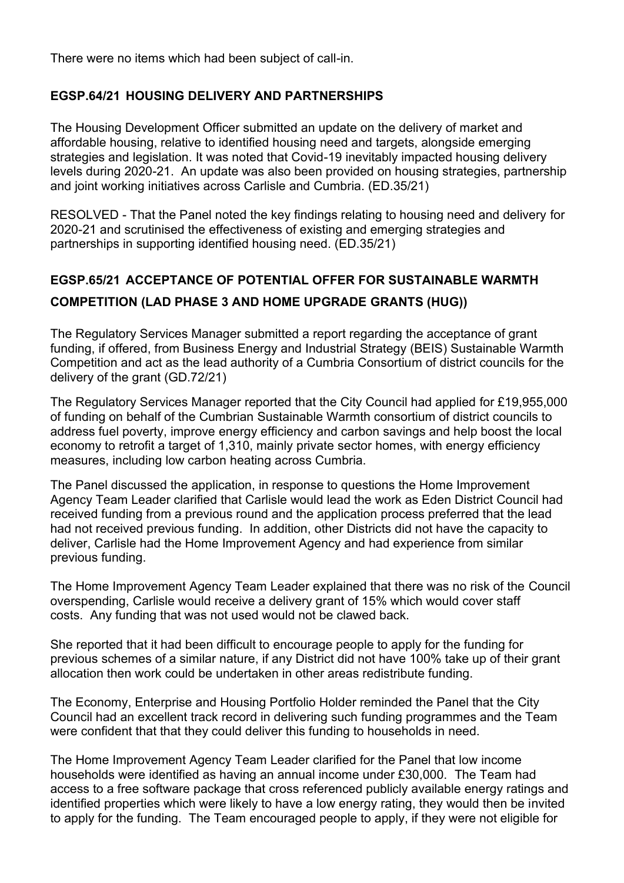There were no items which had been subject of call-in.

## EGSP.64/21 HOUSING DELIVERY AND PARTNERSHIPS

The Housing Development Officer submitted an update on the delivery of market and affordable housing, relative to identified housing need and targets, alongside emerging strategies and legislation. It was noted that Covid-19 inevitably impacted housing delivery levels during 2020-21. An update was also been provided on housing strategies, partnership and joint working initiatives across Carlisle and Cumbria. (ED.35/21)

RESOLVED - That the Panel noted the key findings relating to housing need and delivery for 2020-21 and scrutinised the effectiveness of existing and emerging strategies and partnerships in supporting identified housing need. (ED.35/21)

## EGSP.65/21 ACCEPTANCE OF POTENTIAL OFFER FOR SUSTAINABLE WARMTH COMPETITION (LAD PHASE 3 AND HOME UPGRADE GRANTS (HUG))

The Regulatory Services Manager submitted a report regarding the acceptance of grant funding, if offered, from Business Energy and Industrial Strategy (BEIS) Sustainable Warmth Competition and act as the lead authority of a Cumbria Consortium of district councils for the delivery of the grant (GD.72/21)

The Regulatory Services Manager reported that the City Council had applied for £19,955,000 of funding on behalf of the Cumbrian Sustainable Warmth consortium of district councils to address fuel poverty, improve energy efficiency and carbon savings and help boost the local economy to retrofit a target of 1,310, mainly private sector homes, with energy efficiency measures, including low carbon heating across Cumbria.

The Panel discussed the application, in response to questions the Home Improvement Agency Team Leader clarified that Carlisle would lead the work as Eden District Council had received funding from a previous round and the application process preferred that the lead had not received previous funding. In addition, other Districts did not have the capacity to deliver, Carlisle had the Home Improvement Agency and had experience from similar previous funding.

The Home Improvement Agency Team Leader explained that there was no risk of the Council overspending, Carlisle would receive a delivery grant of 15% which would cover staff costs. Any funding that was not used would not be clawed back.

She reported that it had been difficult to encourage people to apply for the funding for previous schemes of a similar nature, if any District did not have 100% take up of their grant allocation then work could be undertaken in other areas redistribute funding.

The Economy, Enterprise and Housing Portfolio Holder reminded the Panel that the City Council had an excellent track record in delivering such funding programmes and the Team were confident that that they could deliver this funding to households in need.

The Home Improvement Agency Team Leader clarified for the Panel that low income households were identified as having an annual income under £30,000. The Team had access to a free software package that cross referenced publicly available energy ratings and identified properties which were likely to have a low energy rating, they would then be invited to apply for the funding. The Team encouraged people to apply, if they were not eligible for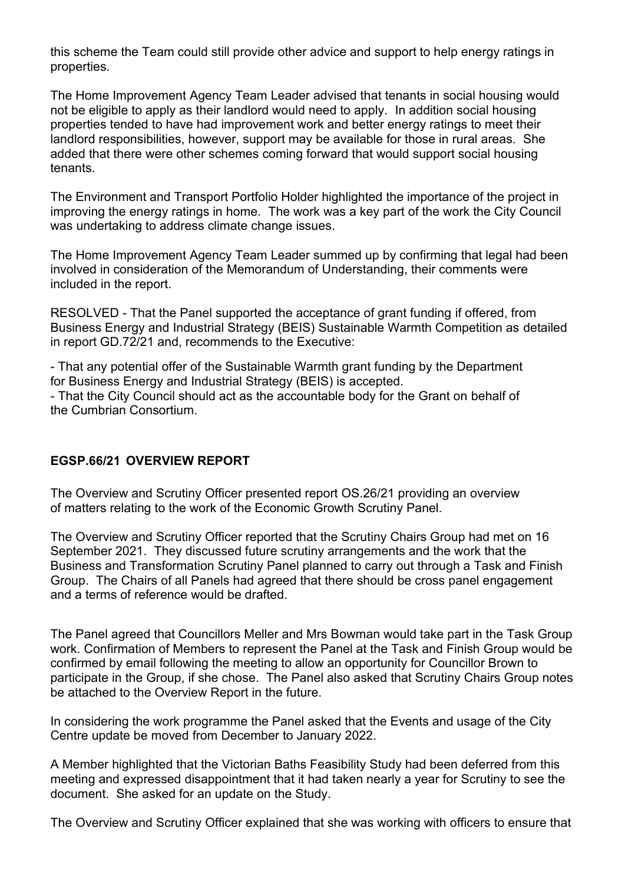this scheme the Team could still provide other advice and support to help energy ratings in properties.

The Home Improvement Agency Team Leader advised that tenants in social housing would not be eligible to apply as their landlord would need to apply. In addition social housing properties tended to have had improvement work and better energy ratings to meet their landlord responsibilities, however, support may be available for those in rural areas. She added that there were other schemes coming forward that would support social housing tenants.

The Environment and Transport Portfolio Holder highlighted the importance of the project in improving the energy ratings in home. The work was a key part of the work the City Council was undertaking to address climate change issues.

The Home Improvement Agency Team Leader summed up by confirming that legal had been involved in consideration of the Memorandum of Understanding, their comments were included in the report.

RESOLVED - That the Panel supported the acceptance of grant funding if offered, from Business Energy and Industrial Strategy (BEIS) Sustainable Warmth Competition as detailed in report GD.72/21 and, recommends to the Executive:

- That any potential offer of the Sustainable Warmth grant funding by the Department for Business Energy and Industrial Strategy (BEIS) is accepted.
- That the City Council should act as the accountable body for the Grant on behalf of the Cumbrian Consortium.

**EGSP.66/21 OVERVIEW REPORT**

The Overview and Scrutiny Officer presented report OS.26/21 providing an overview of matters relating to the work of the Economic Growth Scrutiny Panel.

The Overview and Scrutiny Officer reported that the Scrutiny Chairs Group had met on 16 September 2021. They discussed future scrutiny arrangements and the work that the Business and Transformation Scrutiny Panel planned to carry out through a Task and Finish Group. The Chairs of all Panels had agreed that there should be cross panel engagement and a terms of reference would be drafted.

The Panel agreed that Councillors Meller and Mrs Bowman would take part in the Task Group work. Confirmation of Members to represent the Panel at the Task and Finish Group would be confirmed by email following the meeting to allow an opportunity for Councillor Brown to participate in the Group, if she chose. The Panel also asked that Scrutiny Chairs Group notes be attached to the Overview Report in the future.

In considering the work programme the Panel asked that the Events and usage of the City Centre update be moved from December to January 2022.

A Member highlighted that the Victorian Baths Feasibility Study had been deferred from this meeting and expressed disappointment that it had taken nearly a year for Scrutiny to see the document. She asked for an update on the Study.

The Overview and Scrutiny Officer explained that she was working with officers to ensure that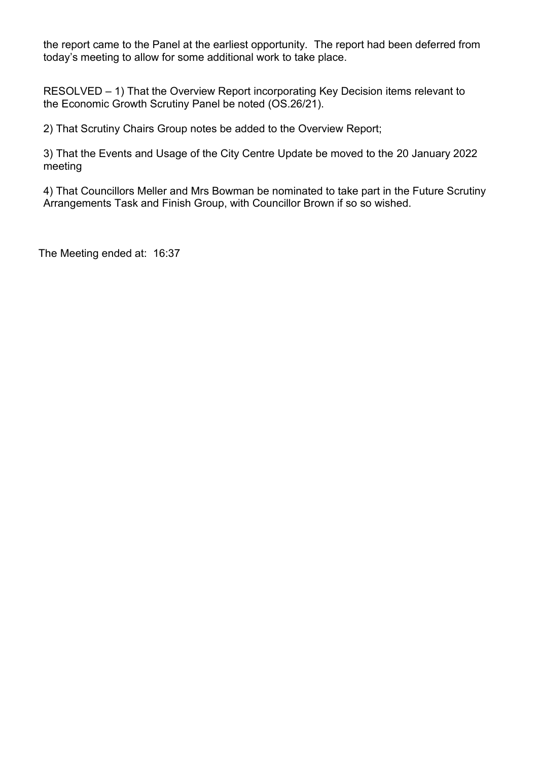the report came to the Panel at the earliest opportunity. The report had been deferred from today's meeting to allow for some additional work to take place.

RESOLVED – 1) That the Overview Report incorporating Key Decision items relevant to the Economic Growth Scrutiny Panel be noted (OS.26/21).

2) That Scrutiny Chairs Group notes be added to the Overview Report;

3) That the Events and Usage of the City Centre Update be moved to the 20 January 2022 meeting

4) That Councillors Meller and Mrs Bowman be nominated to take part in the Future Scrutiny Arrangements Task and Finish Group, with Councillor Brown if so so wished.

The Meeting ended at: 16:37